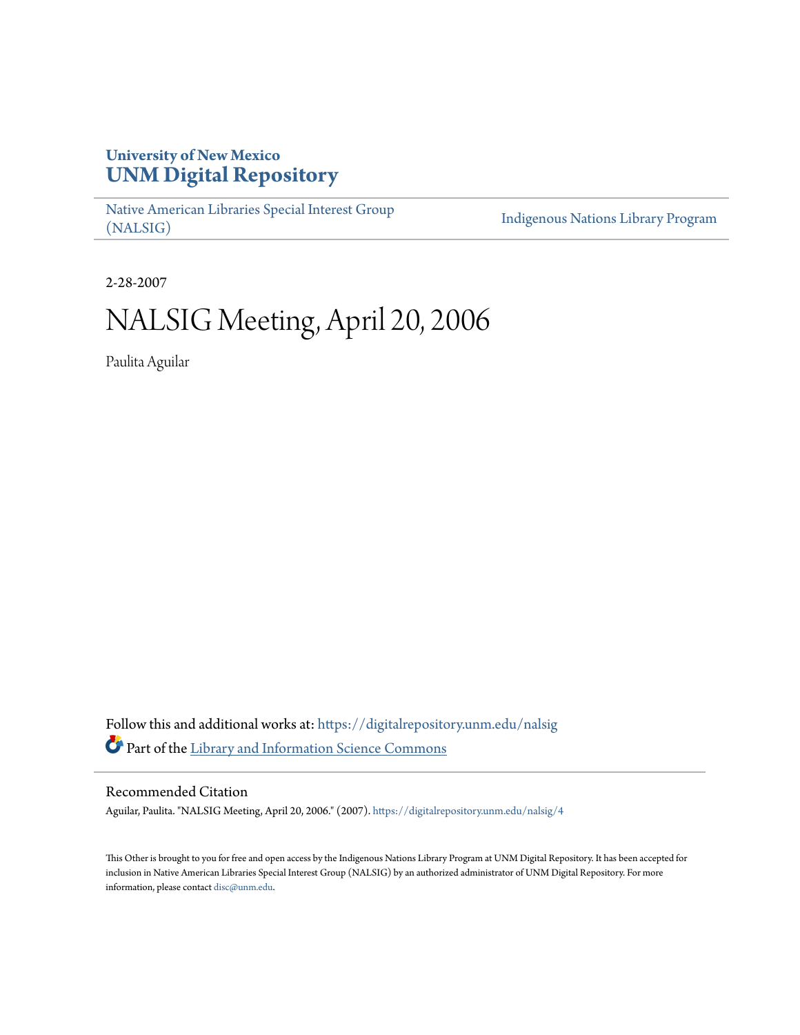**University of New Mexico**
**UNM Digital Repository**

Native American Libraries Special Interest Group (NALSIG) | Indigenous Nations Library Program

2-28-2007

# NALSIG Meeting, April 20, 2006

Paulita Aguilar

Follow this and additional works at: https://digitalrepository.unm.edu/nalsig

Part of the Library and Information Science Commons

## Recommended Citation

Aguilar, Paulita. "NALSIG Meeting, April 20, 2006." (2007). https://digitalrepository.unm.edu/nalsig/4

This Other is brought to you for free and open access by the Indigenous Nations Library Program at UNM Digital Repository. It has been accepted for inclusion in Native American Libraries Special Interest Group (NALSIG) by an authorized administrator of UNM Digital Repository. For more information, please contact disc@unm.edu.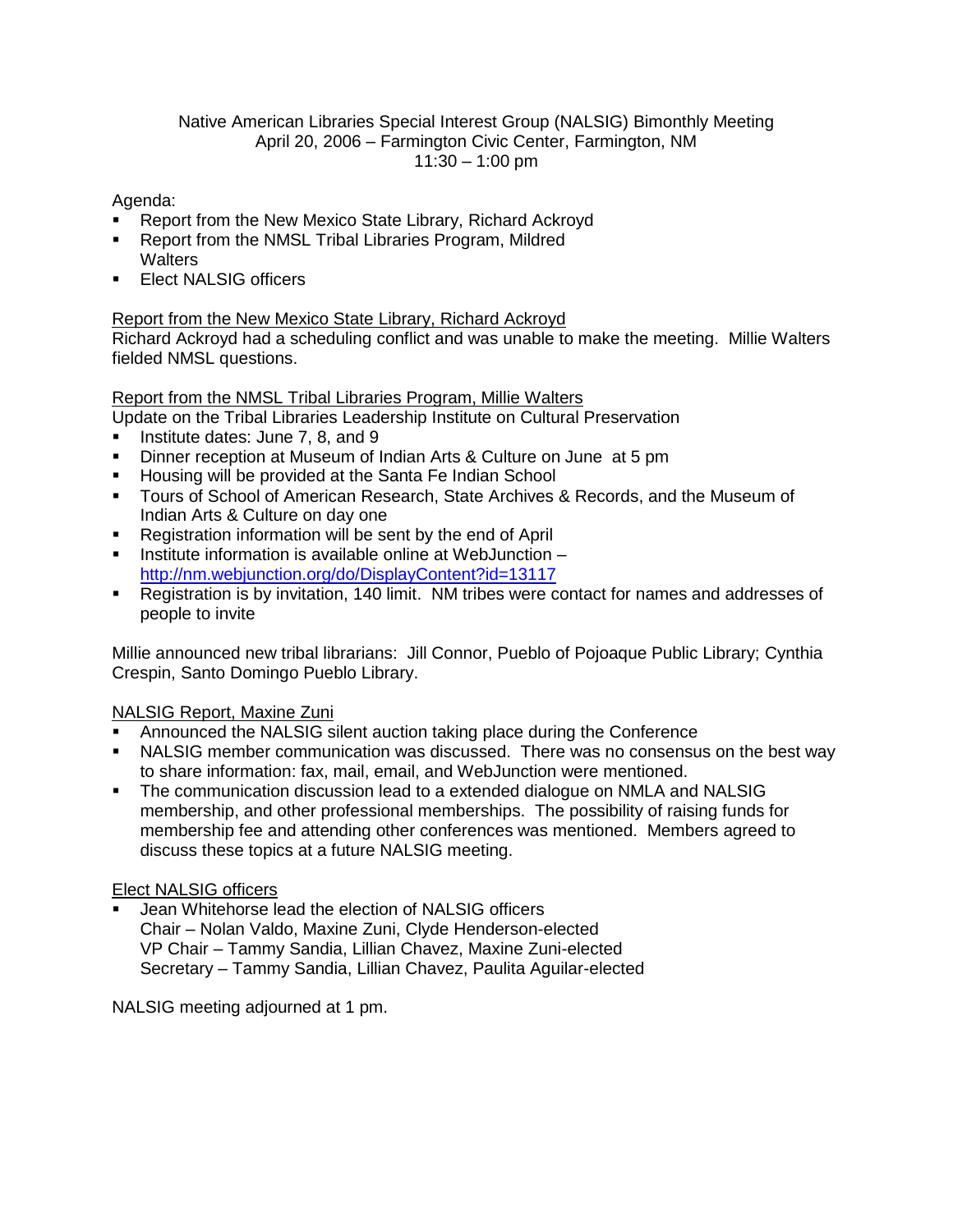Native American Libraries Special Interest Group (NALSIG) Bimonthly Meeting
April 20, 2006 – Farmington Civic Center, Farmington, NM
11:30 – 1:00 pm

Agenda:

- Report from the New Mexico State Library, Richard Ackroyd
- Report from the NMSL Tribal Libraries Program, Mildred Walters
- Elect NALSIG officers

<u>Report from the New Mexico State Library, Richard Ackroyd</u>
Richard Ackroyd had a scheduling conflict and was unable to make the meeting. Millie Walters fielded NMSL questions.

<u>Report from the NMSL Tribal Libraries Program, Millie Walters</u>
Update on the Tribal Libraries Leadership Institute on Cultural Preservation

- Institute dates: June 7, 8, and 9
- Dinner reception at Museum of Indian Arts & Culture on June at 5 pm
- Housing will be provided at the Santa Fe Indian School
- Tours of School of American Research, State Archives & Records, and the Museum of Indian Arts & Culture on day one
- Registration information will be sent by the end of April
- Institute information is available online at WebJunction – http://nm.webjunction.org/do/DisplayContent?id=13117
- Registration is by invitation, 140 limit. NM tribes were contact for names and addresses of people to invite

Millie announced new tribal librarians: Jill Connor, Pueblo of Pojoaque Public Library; Cynthia Crespin, Santo Domingo Pueblo Library.

<u>NALSIG Report, Maxine Zuni</u>

- Announced the NALSIG silent auction taking place during the Conference
- NALSIG member communication was discussed. There was no consensus on the best way to share information: fax, mail, email, and WebJunction were mentioned.
- The communication discussion lead to a extended dialogue on NMLA and NALSIG membership, and other professional memberships. The possibility of raising funds for membership fee and attending other conferences was mentioned. Members agreed to discuss these topics at a future NALSIG meeting.

<u>Elect NALSIG officers</u>

- Jean Whitehorse lead the election of NALSIG officers
  Chair – Nolan Valdo, Maxine Zuni, Clyde Henderson-elected
  VP Chair – Tammy Sandia, Lillian Chavez, Maxine Zuni-elected
  Secretary – Tammy Sandia, Lillian Chavez, Paulita Aguilar-elected

NALSIG meeting adjourned at 1 pm.